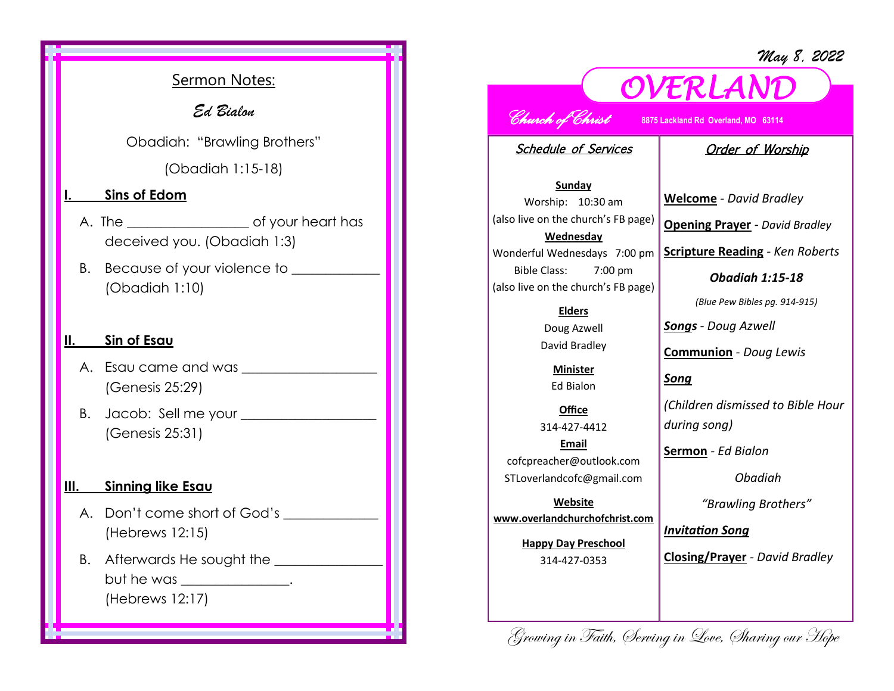## Sermon Notes:

*Ed Bialon*

Obadiah: "Brawling Brothers"

(Obadiah 1:15-18)

**I. Sins of Edom**

A. The _________________ of your heart has deceived you. (Obadiah 1:3)

B. Because of your violence to ____________ (Obadiah 1:10)

**II. Sin of Esau**

A. Esau came and was ___________________ (Genesis 25:29)

B. Jacob: Sell me your ___________________ (Genesis 25:31)

**III. Sinning like Esau**

A. Don't come short of God's _____________ (Hebrews 12:15)

B. Afterwards He sought the _______________ but he was _______________. (Hebrews 12:17)

*May 8, 2022*

# OVERLAND

*Church of Christ* **8875 Lackland Rd Overland, MO 63114**

### *Schedule of Services*

**Sunday**
Worship: 10:30 am
(also live on the church's FB page)

**Wednesday**
Wonderful Wednesdays 7:00 pm
Bible Class: 7:00 pm
(also live on the church's FB page)

**Elders**
Doug Azwell
David Bradley

**Minister**
Ed Bialon

**Office**
314-427-4412

**Email**
cofcpreacher@outlook.com
STLoverlandcofc@gmail.com

**Website**
**www.overlandchurchofchrist.com**

**Happy Day Preschool**
314-427-0353

### *Order of Worship*

**Welcome** - *David Bradley*

**Opening Prayer** - *David Bradley*

**Scripture Reading** - *Ken Roberts*

***Obadiah 1:15-18***

*(Blue Pew Bibles pg. 914-915)*

***Songs*** - *Doug Azwell*

**Communion** - *Doug Lewis*

***Song***

*(Children dismissed to Bible Hour during song)*

**Sermon** - *Ed Bialon*

*Obadiah*

*"Brawling Brothers"*

***Invitation Song***

**Closing/Prayer** - *David Bradley*

*Growing in Faith, Serving in Love, Sharing our Hope*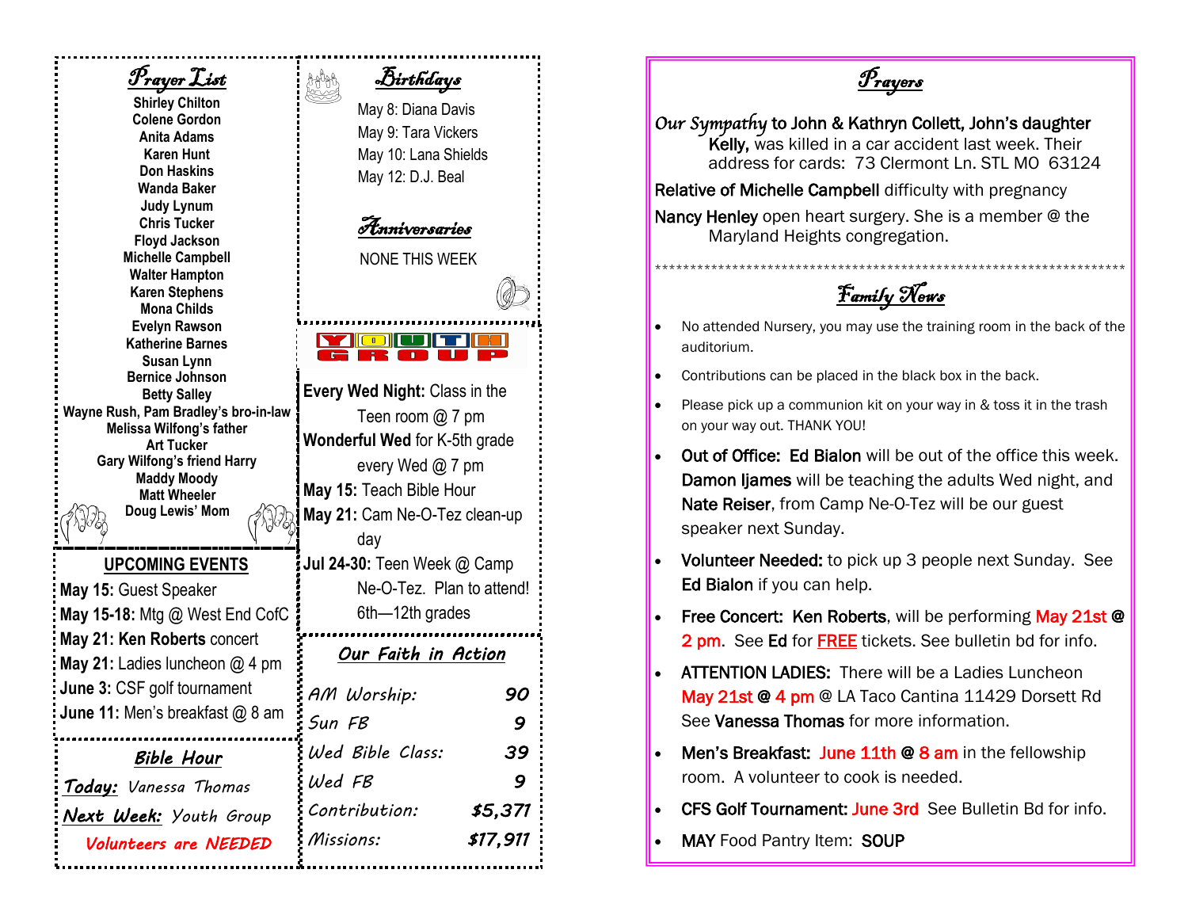## Prayer List

Shirley Chilton
Colene Gordon
Anita Adams
Karen Hunt
Don Haskins
Wanda Baker
Judy Lynum
Chris Tucker
Floyd Jackson
Michelle Campbell
Walter Hampton
Karen Stephens
Mona Childs
Evelyn Rawson
Katherine Barnes
Susan Lynn
Bernice Johnson
Betty Salley
Wayne Rush, Pam Bradley's bro-in-law
Melissa Wilfong's father
Art Tucker
Gary Wilfong's friend Harry
Maddy Moody
Matt Wheeler
Doug Lewis' Mom

## UPCOMING EVENTS

**May 15:** Guest Speaker
**May 15-18:** Mtg @ West End CofC
**May 21: Ken Roberts** concert
**May 21:** Ladies luncheon @ 4 pm
**June 3:** CSF golf tournament
**June 11:** Men's breakfast @ 8 am

## Bible Hour

***Today:*** *Vanessa Thomas*
***Next Week:*** *Youth Group*
***Volunteers are NEEDED***

## Birthdays

May 8: Diana Davis
May 9: Tara Vickers
May 10: Lana Shields
May 12: D.J. Beal

## Anniversaries

NONE THIS WEEK

## YOUTH GROUP

**Every Wed Night:** Class in the Teen room @ 7 pm
**Wonderful Wed** for K-5th grade every Wed @ 7 pm
**May 15:** Teach Bible Hour
**May 21:** Cam Ne-O-Tez clean-up day
**Jul 24-30:** Teen Week @ Camp Ne-O-Tez. Plan to attend! 6th—12th grades

## Our Faith in Action

| | |
|---|---|
| AM Worship: | 90 |
| Sun FB | 9 |
| Wed Bible Class: | 39 |
| Wed FB | 9 |
| Contribution: | $5,371 |
| Missions: | $17,911 |

## Prayers

*Our Sympathy* to John & Kathryn Collett, John's daughter Kelly, was killed in a car accident last week. Their address for cards: 73 Clermont Ln. STL MO 63124

Relative of Michelle Campbell difficulty with pregnancy

Nancy Henley open heart surgery. She is a member @ the Maryland Heights congregation.

## Family News

- No attended Nursery, you may use the training room in the back of the auditorium.
- Contributions can be placed in the black box in the back.
- Please pick up a communion kit on your way in & toss it in the trash on your way out. THANK YOU!
- Out of Office: Ed Bialon will be out of the office this week. Damon Ijames will be teaching the adults Wed night, and Nate Reiser, from Camp Ne-O-Tez will be our guest speaker next Sunday.
- Volunteer Needed: to pick up 3 people next Sunday. See Ed Bialon if you can help.
- Free Concert: Ken Roberts, will be performing May 21st @ 2 pm. See Ed for FREE tickets. See bulletin bd for info.
- ATTENTION LADIES: There will be a Ladies Luncheon May 21st @ 4 pm @ LA Taco Cantina 11429 Dorsett Rd See Vanessa Thomas for more information.
- Men's Breakfast: June 11th @ 8 am in the fellowship room. A volunteer to cook is needed.
- CFS Golf Tournament: June 3rd See Bulletin Bd for info.
- MAY Food Pantry Item: SOUP